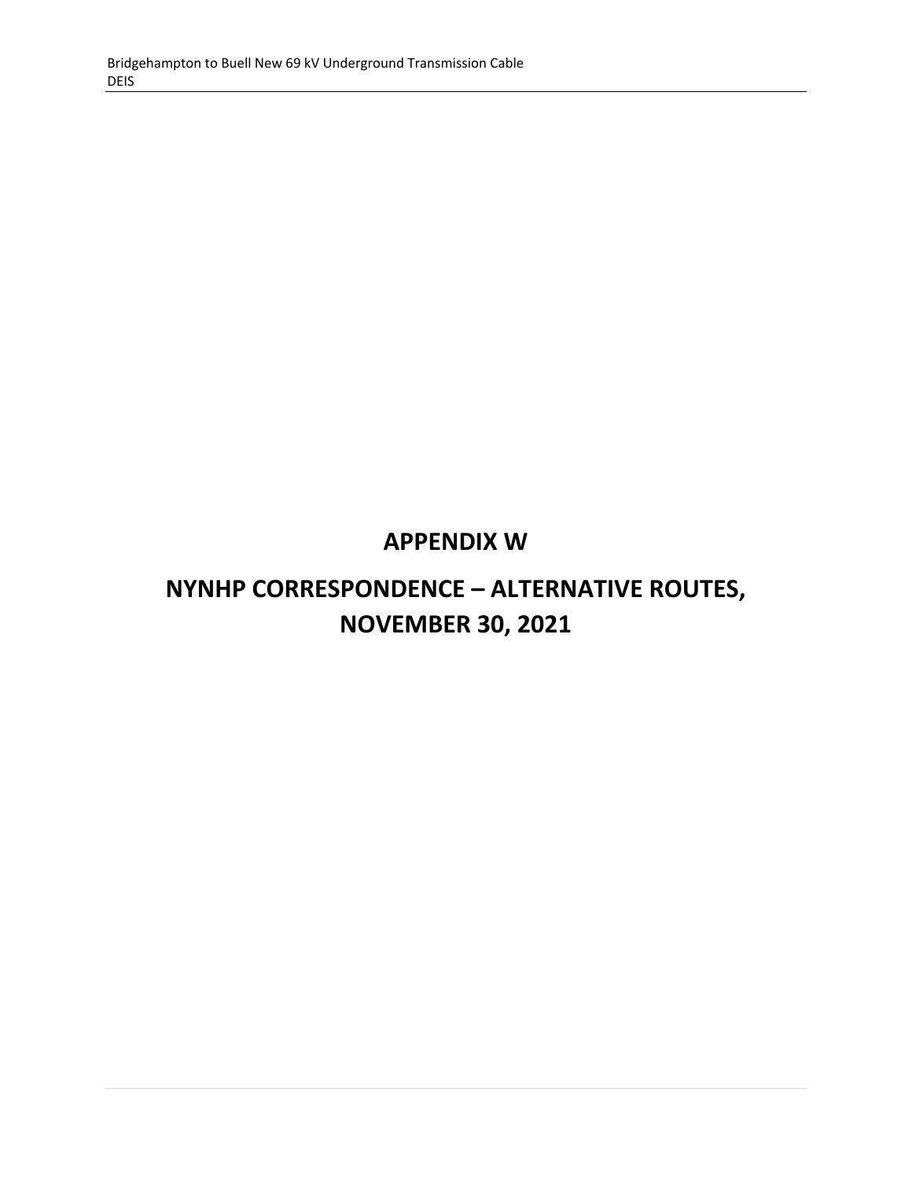# APPENDIX W

# NYNHP CORRESPONDENCE – ALTERNATIVE ROUTES, NOVEMBER 30, 2021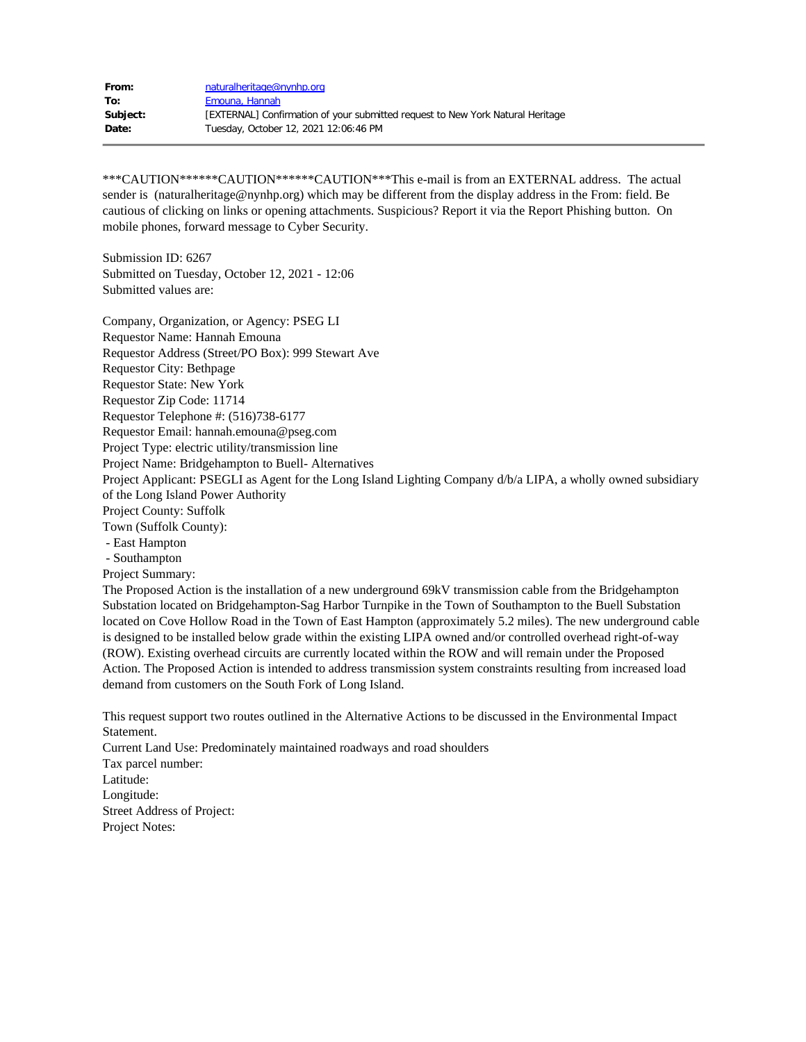**From:** naturalheritage@nynhp.org
**To:** Emouna, Hannah
**Subject:** [EXTERNAL] Confirmation of your submitted request to New York Natural Heritage
**Date:** Tuesday, October 12, 2021 12:06:46 PM

---

***CAUTION******CAUTION******CAUTION***This e-mail is from an EXTERNAL address. The actual sender is (naturalheritage@nynhp.org) which may be different from the display address in the From: field. Be cautious of clicking on links or opening attachments. Suspicious? Report it via the Report Phishing button. On mobile phones, forward message to Cyber Security.

Submission ID: 6267
Submitted on Tuesday, October 12, 2021 - 12:06
Submitted values are:

Company, Organization, or Agency: PSEG LI
Requestor Name: Hannah Emouna
Requestor Address (Street/PO Box): 999 Stewart Ave
Requestor City: Bethpage
Requestor State: New York
Requestor Zip Code: 11714
Requestor Telephone #: (516)738-6177
Requestor Email: hannah.emouna@pseg.com
Project Type: electric utility/transmission line
Project Name: Bridgehampton to Buell- Alternatives
Project Applicant: PSEGLI as Agent for the Long Island Lighting Company d/b/a LIPA, a wholly owned subsidiary of the Long Island Power Authority
Project County: Suffolk
Town (Suffolk County):
- East Hampton
- Southampton

Project Summary:
The Proposed Action is the installation of a new underground 69kV transmission cable from the Bridgehampton Substation located on Bridgehampton-Sag Harbor Turnpike in the Town of Southampton to the Buell Substation located on Cove Hollow Road in the Town of East Hampton (approximately 5.2 miles). The new underground cable is designed to be installed below grade within the existing LIPA owned and/or controlled overhead right-of-way (ROW). Existing overhead circuits are currently located within the ROW and will remain under the Proposed Action. The Proposed Action is intended to address transmission system constraints resulting from increased load demand from customers on the South Fork of Long Island.

This request support two routes outlined in the Alternative Actions to be discussed in the Environmental Impact Statement.
Current Land Use: Predominately maintained roadways and road shoulders
Tax parcel number:
Latitude:
Longitude:
Street Address of Project:
Project Notes: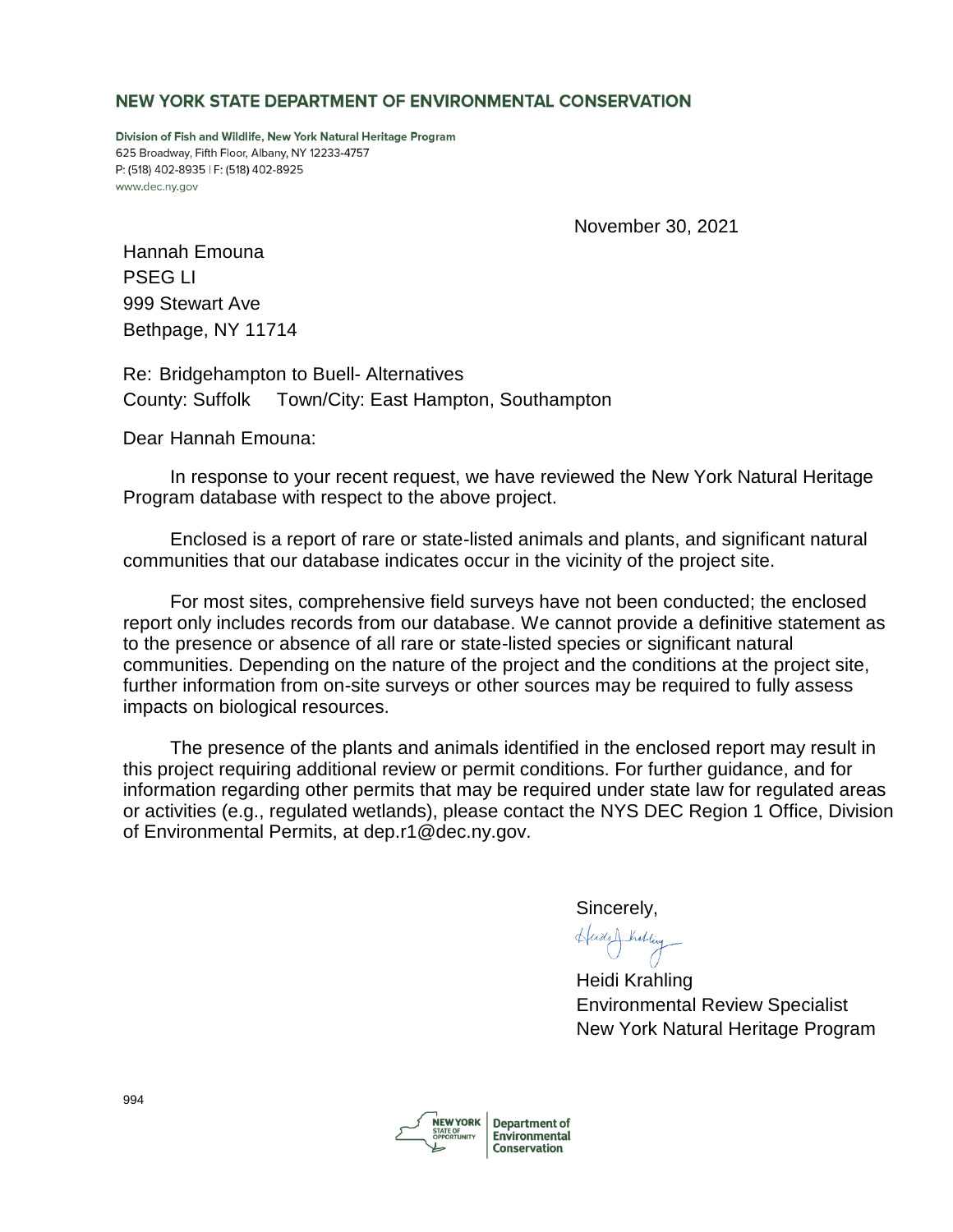**NEW YORK STATE DEPARTMENT OF ENVIRONMENTAL CONSERVATION**

**Division of Fish and Wildlife, New York Natural Heritage Program**
625 Broadway, Fifth Floor, Albany, NY 12233-4757
P: (518) 402-8935 | F: (518) 402-8925
www.dec.ny.gov

November 30, 2021

Hannah Emouna
PSEG LI
999 Stewart Ave
Bethpage, NY 11714

Re: Bridgehampton to Buell- Alternatives
County: Suffolk Town/City: East Hampton, Southampton

Dear Hannah Emouna:

In response to your recent request, we have reviewed the New York Natural Heritage Program database with respect to the above project.

Enclosed is a report of rare or state-listed animals and plants, and significant natural communities that our database indicates occur in the vicinity of the project site.

For most sites, comprehensive field surveys have not been conducted; the enclosed report only includes records from our database. We cannot provide a definitive statement as to the presence or absence of all rare or state-listed species or significant natural communities. Depending on the nature of the project and the conditions at the project site, further information from on-site surveys or other sources may be required to fully assess impacts on biological resources.

The presence of the plants and animals identified in the enclosed report may result in this project requiring additional review or permit conditions. For further guidance, and for information regarding other permits that may be required under state law for regulated areas or activities (e.g., regulated wetlands), please contact the NYS DEC Region 1 Office, Division of Environmental Permits, at dep.r1@dec.ny.gov.

Sincerely,

Heidi Krahling
Environmental Review Specialist
New York Natural Heritage Program

994

NEW YORK STATE OF OPPORTUNITY | Department of Environmental Conservation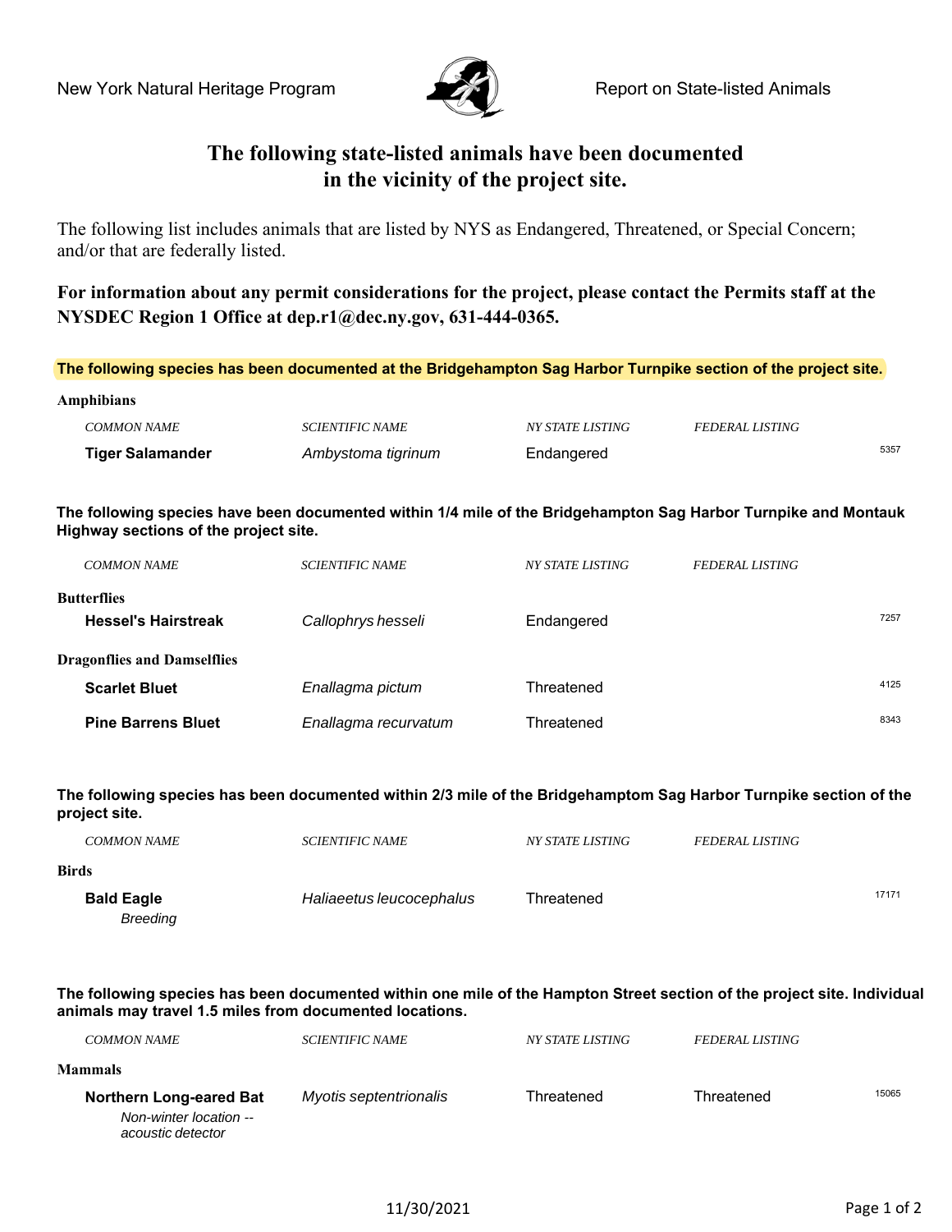New York Natural Heritage Program — Report on State-listed Animals

# The following state-listed animals have been documented in the vicinity of the project site.

The following list includes animals that are listed by NYS as Endangered, Threatened, or Special Concern; and/or that are federally listed.

**For information about any permit considerations for the project, please contact the Permits staff at the NYSDEC Region 1 Office at dep.r1@dec.ny.gov, 631-444-0365.**

**The following species has been documented at the Bridgehampton Sag Harbor Turnpike section of the project site.**

**Amphibians**

| COMMON NAME | SCIENTIFIC NAME | NY STATE LISTING | FEDERAL LISTING | |
|---|---|---|---|---|
| **Tiger Salamander** | *Ambystoma tigrinum* | Endangered | | 5357 |

**The following species have been documented within 1/4 mile of the Bridgehampton Sag Harbor Turnpike and Montauk Highway sections of the project site.**

| COMMON NAME | SCIENTIFIC NAME | NY STATE LISTING | FEDERAL LISTING | |
|---|---|---|---|---|
| **Butterflies** | | | | |
| **Hessel's Hairstreak** | *Callophrys hesseli* | Endangered | | 7257 |
| **Dragonflies and Damselflies** | | | | |
| **Scarlet Bluet** | *Enallagma pictum* | Threatened | | 4125 |
| **Pine Barrens Bluet** | *Enallagma recurvatum* | Threatened | | 8343 |

**The following species has been documented within 2/3 mile of the Bridgehamptom Sag Harbor Turnpike section of the project site.**

| COMMON NAME | SCIENTIFIC NAME | NY STATE LISTING | FEDERAL LISTING | |
|---|---|---|---|---|
| **Birds** | | | | |
| **Bald Eagle** *Breeding* | *Haliaeetus leucocephalus* | Threatened | | 17171 |

**The following species has been documented within one mile of the Hampton Street section of the project site. Individual animals may travel 1.5 miles from documented locations.**

| COMMON NAME | SCIENTIFIC NAME | NY STATE LISTING | FEDERAL LISTING | |
|---|---|---|---|---|
| **Mammals** | | | | |
| **Northern Long-eared Bat** *Non-winter location -- acoustic detector* | *Myotis septentrionalis* | Threatened | Threatened | 15065 |

11/30/2021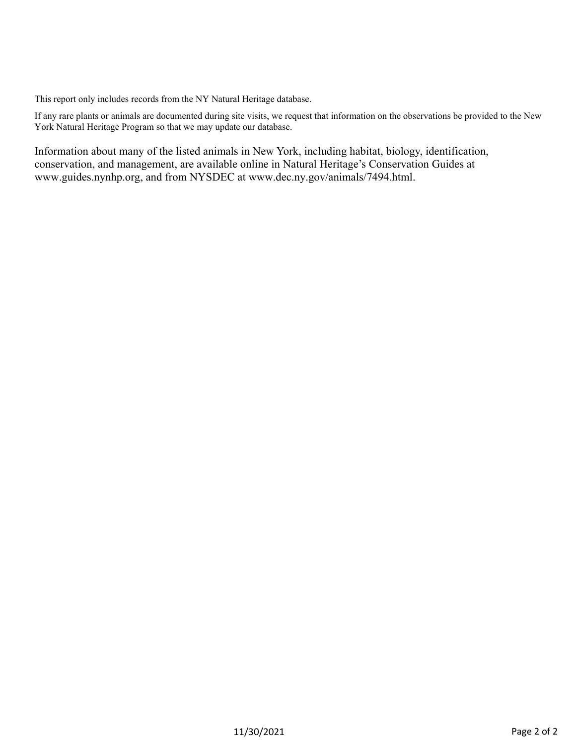This report only includes records from the NY Natural Heritage database.

If any rare plants or animals are documented during site visits, we request that information on the observations be provided to the New York Natural Heritage Program so that we may update our database.

Information about many of the listed animals in New York, including habitat, biology, identification, conservation, and management, are available online in Natural Heritage's Conservation Guides at www.guides.nynhp.org, and from NYSDEC at www.dec.ny.gov/animals/7494.html.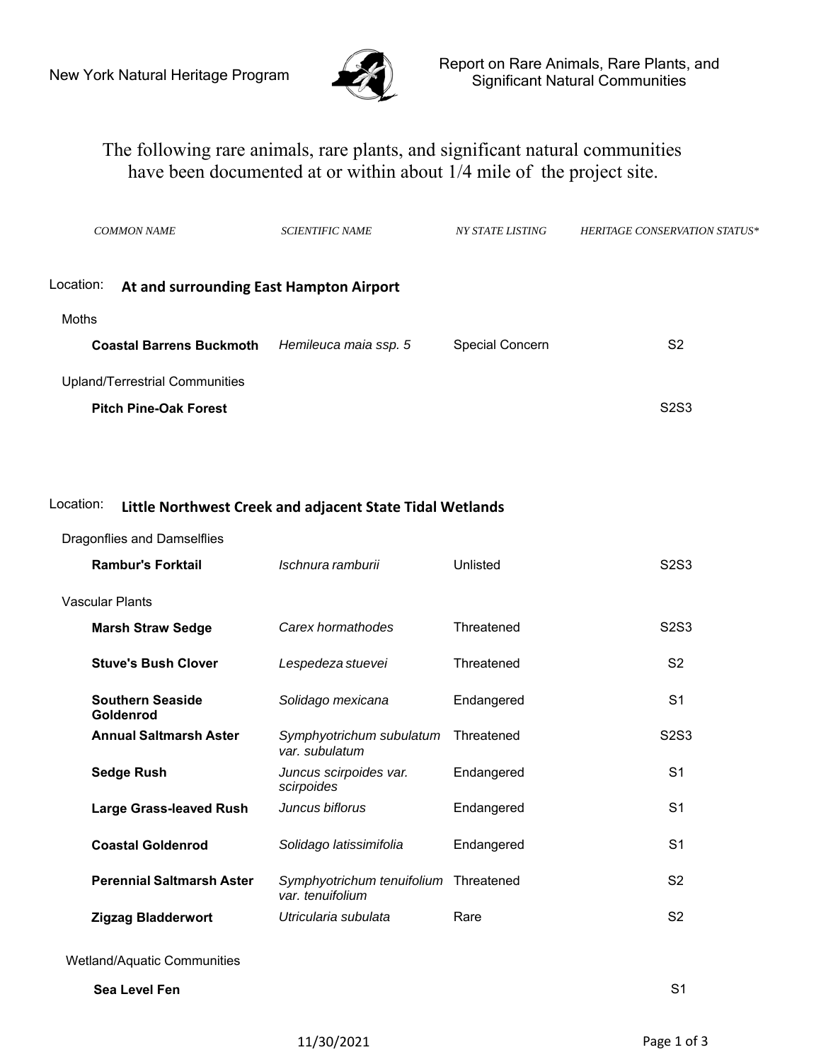New York Natural Heritage Program

Report on Rare Animals, Rare Plants, and Significant Natural Communities

The following rare animals, rare plants, and significant natural communities have been documented at or within about 1/4 mile of the project site.

| COMMON NAME | SCIENTIFIC NAME | NY STATE LISTING | HERITAGE CONSERVATION STATUS* |
|---|---|---|---|
| **Location: At and surrounding East Hampton Airport** | | | |
| Moths | | | |
| **Coastal Barrens Buckmoth** | *Hemileuca maia ssp. 5* | Special Concern | S2 |
| Upland/Terrestrial Communities | | | |
| **Pitch Pine-Oak Forest** | | | S2S3 |
| **Location: Little Northwest Creek and adjacent State Tidal Wetlands** | | | |
| Dragonflies and Damselflies | | | |
| **Rambur's Forktail** | *Ischnura ramburii* | Unlisted | S2S3 |
| Vascular Plants | | | |
| **Marsh Straw Sedge** | *Carex hormathodes* | Threatened | S2S3 |
| **Stuve's Bush Clover** | *Lespedeza stuevei* | Threatened | S2 |
| **Southern Seaside Goldenrod** | *Solidago mexicana* | Endangered | S1 |
| **Annual Saltmarsh Aster** | *Symphyotrichum subulatum var. subulatum* | Threatened | S2S3 |
| **Sedge Rush** | *Juncus scirpoides var. scirpoides* | Endangered | S1 |
| **Large Grass-leaved Rush** | *Juncus biflorus* | Endangered | S1 |
| **Coastal Goldenrod** | *Solidago latissimifolia* | Endangered | S1 |
| **Perennial Saltmarsh Aster** | *Symphyotrichum tenuifolium var. tenuifolium* | Threatened | S2 |
| **Zigzag Bladderwort** | *Utricularia subulata* | Rare | S2 |
| Wetland/Aquatic Communities | | | |
| **Sea Level Fen** | | | S1 |

11/30/2021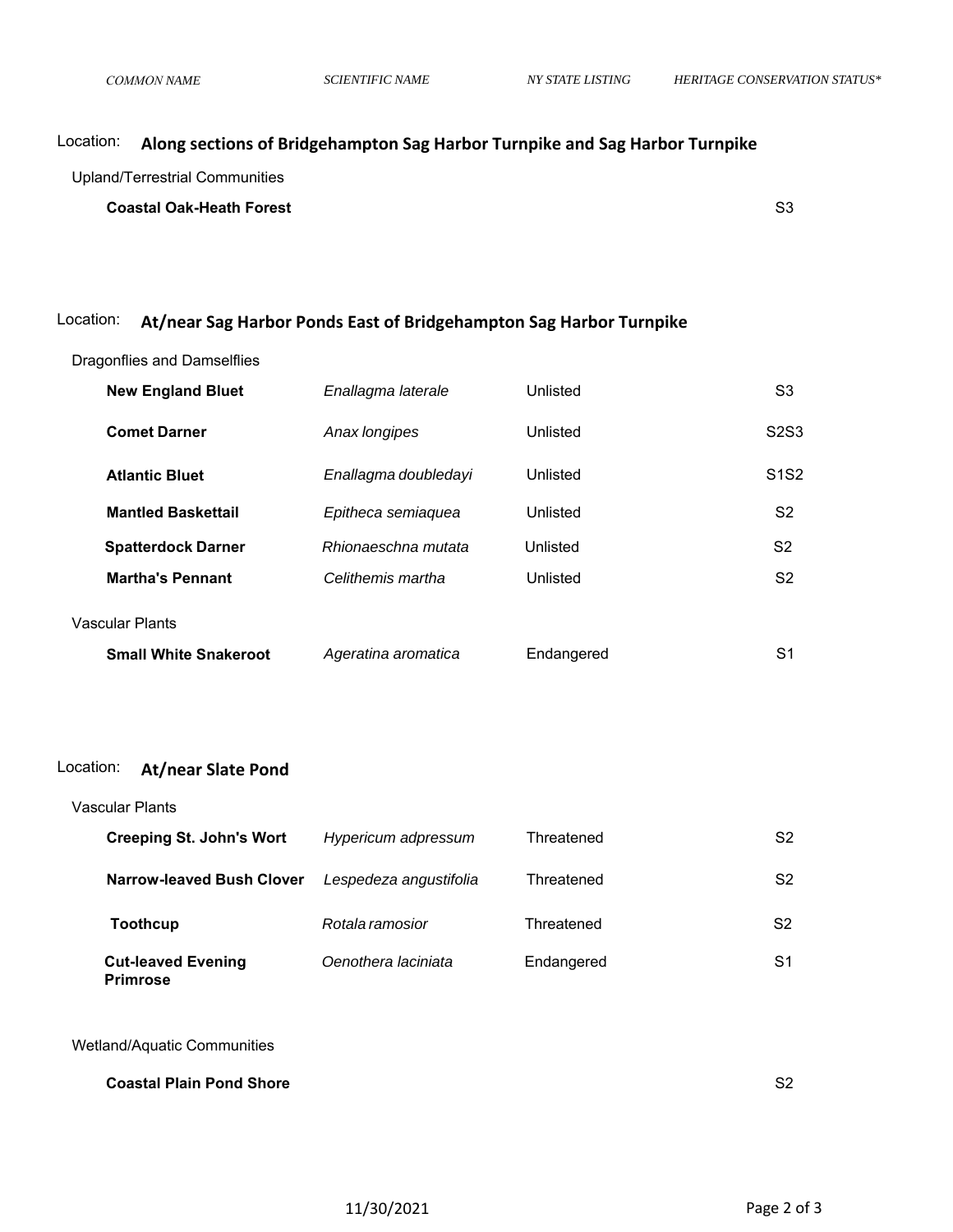| COMMON NAME | SCIENTIFIC NAME | NY STATE LISTING | HERITAGE CONSERVATION STATUS* |
|---|---|---|---|

## Location: Along sections of Bridgehampton Sag Harbor Turnpike and Sag Harbor Turnpike

Upland/Terrestrial Communities

| COMMON NAME | SCIENTIFIC NAME | NY STATE LISTING | HERITAGE CONSERVATION STATUS* |
|---|---|---|---|
| **Coastal Oak-Heath Forest** | | | S3 |

## Location: At/near Sag Harbor Ponds East of Bridgehampton Sag Harbor Turnpike

Dragonflies and Damselflies

| COMMON NAME | SCIENTIFIC NAME | NY STATE LISTING | HERITAGE CONSERVATION STATUS* |
|---|---|---|---|
| **New England Bluet** | *Enallagma laterale* | Unlisted | S3 |
| **Comet Darner** | *Anax longipes* | Unlisted | S2S3 |
| **Atlantic Bluet** | *Enallagma doubledayi* | Unlisted | S1S2 |
| **Mantled Baskettail** | *Epitheca semiaquea* | Unlisted | S2 |
| **Spatterdock Darner** | *Rhionaeschna mutata* | Unlisted | S2 |
| **Martha's Pennant** | *Celithemis martha* | Unlisted | S2 |

Vascular Plants

| COMMON NAME | SCIENTIFIC NAME | NY STATE LISTING | HERITAGE CONSERVATION STATUS* |
|---|---|---|---|
| **Small White Snakeroot** | *Ageratina aromatica* | Endangered | S1 |

## Location: At/near Slate Pond

Vascular Plants

| COMMON NAME | SCIENTIFIC NAME | NY STATE LISTING | HERITAGE CONSERVATION STATUS* |
|---|---|---|---|
| **Creeping St. John's Wort** | *Hypericum adpressum* | Threatened | S2 |
| **Narrow-leaved Bush Clover** | *Lespedeza angustifolia* | Threatened | S2 |
| **Toothcup** | *Rotala ramosior* | Threatened | S2 |
| **Cut-leaved Evening Primrose** | *Oenothera laciniata* | Endangered | S1 |

Wetland/Aquatic Communities

| COMMON NAME | SCIENTIFIC NAME | NY STATE LISTING | HERITAGE CONSERVATION STATUS* |
|---|---|---|---|
| **Coastal Plain Pond Shore** | | | S2 |

11/30/2021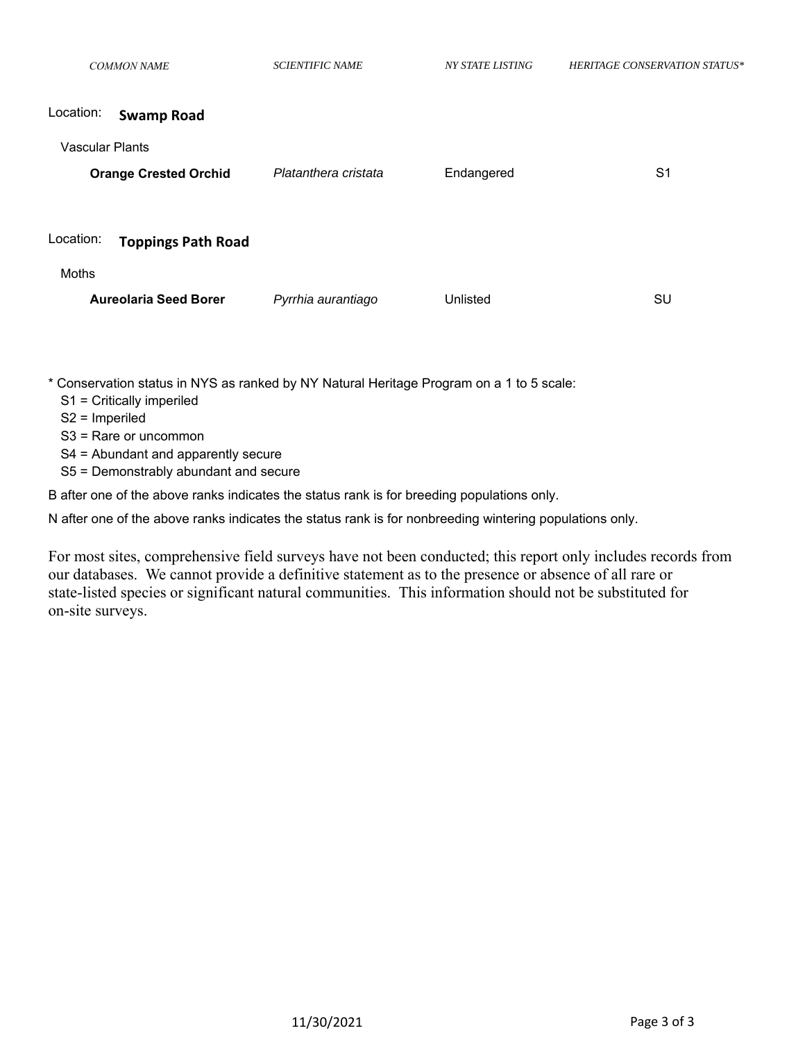| COMMON NAME | SCIENTIFIC NAME | NY STATE LISTING | HERITAGE CONSERVATION STATUS* |
| --- | --- | --- | --- |
| Location: **Swamp Road** | | | |
| Vascular Plants | | | |
| **Orange Crested Orchid** | *Platanthera cristata* | Endangered | S1 |
| Location: **Toppings Path Road** | | | |
| Moths | | | |
| **Aureolaria Seed Borer** | *Pyrrhia aurantiago* | Unlisted | SU |

* Conservation status in NYS as ranked by NY Natural Heritage Program on a 1 to 5 scale:

- S1 = Critically imperiled
- S2 = Imperiled
- S3 = Rare or uncommon
- S4 = Abundant and apparently secure
- S5 = Demonstrably abundant and secure

B after one of the above ranks indicates the status rank is for breeding populations only.

N after one of the above ranks indicates the status rank is for nonbreeding wintering populations only.

For most sites, comprehensive field surveys have not been conducted; this report only includes records from our databases. We cannot provide a definitive statement as to the presence or absence of all rare or state-listed species or significant natural communities. This information should not be substituted for on-site surveys.

11/30/2021